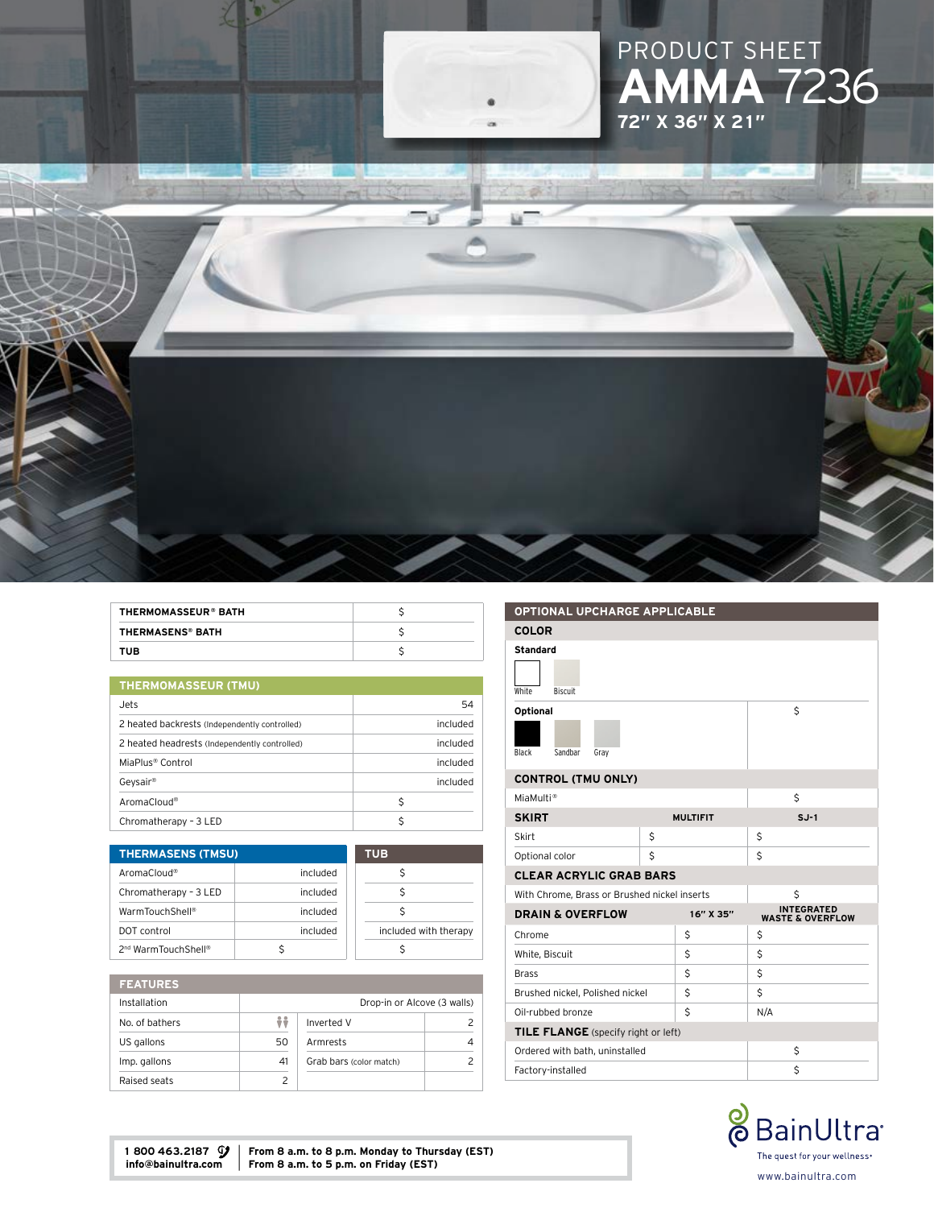PRODUCT SHEET

# AMMA 7236

**72" X 36" X 21"**

| THERMOMASSEUR® BATH | $ |
|---|---|
| THERMASENS® BATH | $ |
| TUB | $ |

## THERMOMASSEUR (TMU)

| | |
|---|---|
| Jets | 54 |
| 2 heated backrests (Independently controlled) | included |
| 2 heated headrests (Independently controlled) | included |
| MiaPlus® Control | included |
| Geysair® | included |
| AromaCloud® | $ |
| Chromatherapy - 3 LED | $ |

## THERMASENS (TMSU) / TUB

| THERMASENS (TMSU) | | TUB |
|---|---|---|
| AromaCloud® | included | $ |
| Chromatherapy - 3 LED | included | $ |
| WarmTouchShell® | included | $ |
| DOT control | included | included with therapy |
| 2nd WarmTouchShell® | $ | $ |

## FEATURES

| | | | |
|---|---|---|---|
| Installation | Drop-in or Alcove (3 walls) | | |
| No. of bathers | 2 | Inverted V | 2 |
| US gallons | 50 | Armrests | 4 |
| Imp. gallons | 41 | Grab bars (color match) | 2 |
| Raised seats | 2 | | |

## OPTIONAL UPCHARGE APPLICABLE

### COLOR

**Standard**

White, Biscuit

**Optional** — $

Black, Sandbar, Gray

### CONTROL (TMU ONLY)

| | |
|---|---|
| MiaMulti® | $ |

### SKIRT

| | MULTIFIT | SJ-1 |
|---|---|---|
| Skirt | $ | $ |
| Optional color | $ | $ |

### CLEAR ACRYLIC GRAB BARS

| | |
|---|---|
| With Chrome, Brass or Brushed nickel inserts | $ |

### DRAIN & OVERFLOW

| | 16" X 35" | INTEGRATED WASTE & OVERFLOW |
|---|---|---|
| Chrome | $ | $ |
| White, Biscuit | $ | $ |
| Brass | $ | $ |
| Brushed nickel, Polished nickel | $ | $ |
| Oil-rubbed bronze | $ | N/A |

### TILE FLANGE (specify right or left)

| | |
|---|---|
| Ordered with bath, uninstalled | $ |
| Factory-installed | $ |

**1 800 463.2187**
**info@bainultra.com**

**From 8 a.m. to 8 p.m. Monday to Thursday (EST)**
**From 8 a.m. to 5 p.m. on Friday (EST)**

BainUltra
The quest for your wellness®
www.bainultra.com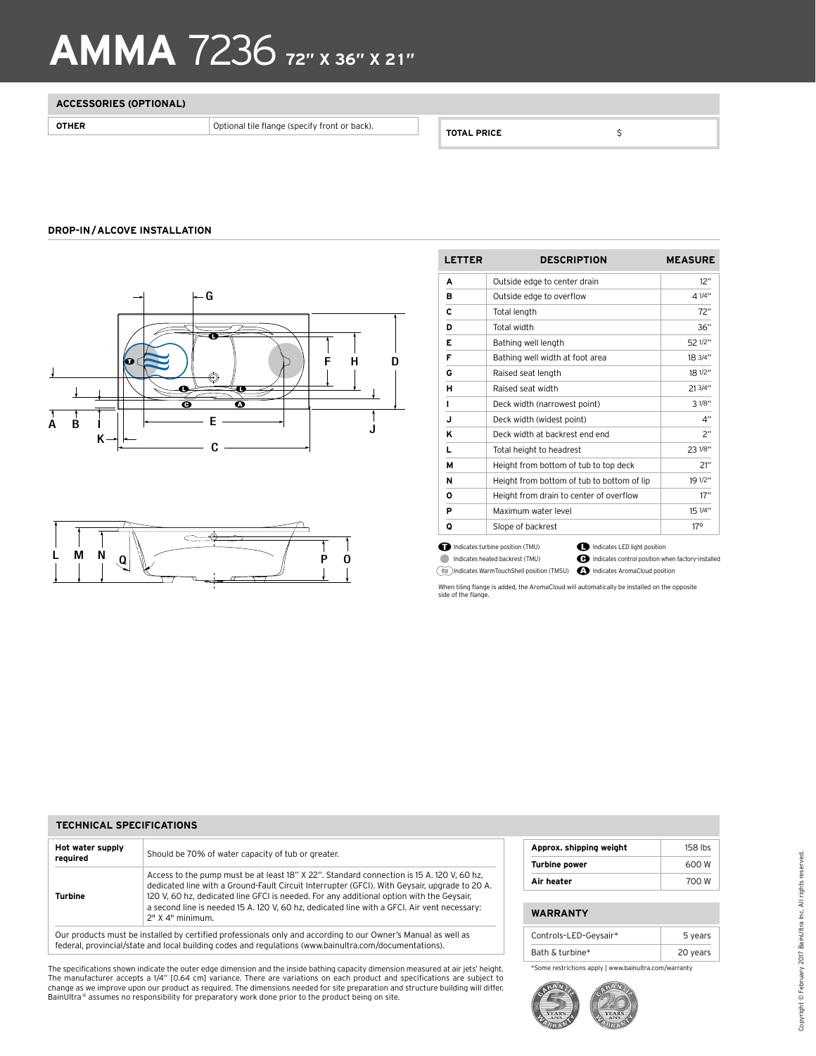# AMMA 7236 72" X 36" X 21"

## ACCESSORIES (OPTIONAL)

| | |
|---|---|
| **OTHER** | Optional tile flange (specify front or back). |

| | |
|---|---|
| **TOTAL PRICE** | $ |

## DROP-IN / ALCOVE INSTALLATION

| LETTER | DESCRIPTION | MEASURE |
|---|---|---|
| **A** | Outside edge to center drain | 12" |
| **B** | Outside edge to overflow | 4 1/4" |
| **C** | Total length | 72" |
| **D** | Total width | 36" |
| **E** | Bathing well length | 52 1/2" |
| **F** | Bathing well width at foot area | 18 3/4" |
| **G** | Raised seat length | 18 1/2" |
| **H** | Raised seat width | 21 3/4" |
| **I** | Deck width (narrowest point) | 3 1/8" |
| **J** | Deck width (widest point) | 4" |
| **K** | Deck width at backrest end end | 2" |
| **L** | Total height to headrest | 23 1/8" |
| **M** | Height from bottom of tub to top deck | 21" |
| **N** | Height from bottom of tub to bottom of lip | 19 1/2" |
| **O** | Height from drain to center of overflow | 17" |
| **P** | Maximum water level | 15 1/4" |
| **Q** | Slope of backrest | 17° |

T Indicates turbine position (TMU)

Indicates heated backrest (TMU)

Indicates WarmTouchShell position (TMSU)

L Indicates LED light position

C Indicates control position when factory-installed

A Indicates AromaCloud position

When tiling flange is added, the AromaCloud will automatically be installed on the opposite side of the flange.

## TECHNICAL SPECIFICATIONS

| | |
|---|---|
| **Hot water supply required** | Should be 70% of water capacity of tub or greater. |
| **Turbine** | Access to the pump must be at least 18" X 22". Standard connection is 15 A. 120 V, 60 hz, dedicated line with a Ground-Fault Circuit Interrupter (GFCI). With Geysair, upgrade to 20 A. 120 V, 60 hz, dedicated line GFCI is needed. For any additional option with the Geysair, a second line is needed 15 A. 120 V, 60 hz, dedicated line with a GFCI. Air vent necessary: 2" X 4" minimum. |

Our products must be installed by certified professionals only and according to our Owner's Manual as well as federal, provincial/state and local building codes and regulations (www.bainultra.com/documentations).

| | |
|---|---|
| **Approx. shipping weight** | 158 lbs |
| **Turbine power** | 600 W |
| **Air heater** | 700 W |

## WARRANTY

| | |
|---|---|
| Controls-LED-Geysair* | 5 years |
| Bath & turbine* | 20 years |

*Some restrictions apply | www.bainultra.com/warranty

The specifications shown indicate the outer edge dimension and the inside bathing capacity dimension measured at air jets' height. The manufacturer accepts a 1/4" [0.64 cm] variance. There are variations on each product and specifications are subject to change as we improve upon our product as required. The dimensions needed for site preparation and structure building will differ. BainUltra® assumes no responsibility for preparatory work done prior to the product being on site.

Copyright © February 2017 BainUltra Inc. All rights reserved.